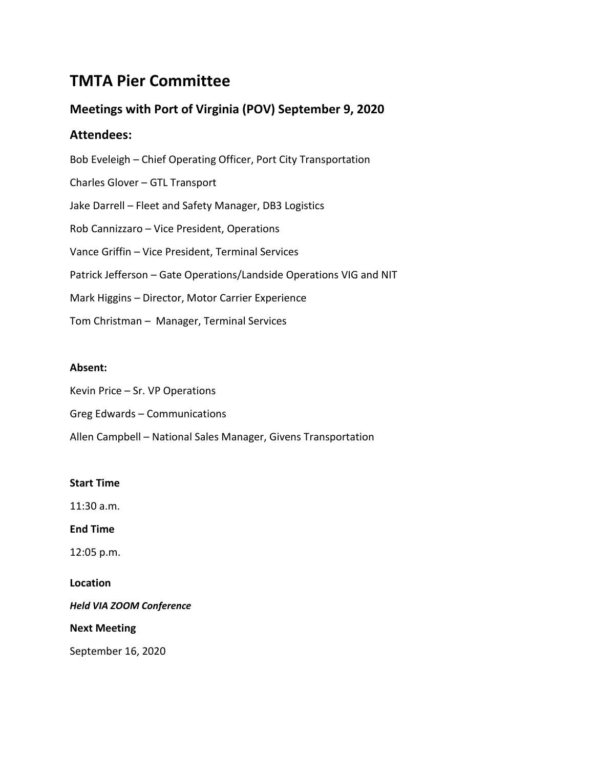# TMTA Pier Committee

## Meetings with Port of Virginia (POV) September 9, 2020

## Attendees:

Bob Eveleigh – Chief Operating Officer, Port City Transportation

Charles Glover – GTL Transport

Jake Darrell – Fleet and Safety Manager, DB3 Logistics

Rob Cannizzaro – Vice President, Operations

Vance Griffin – Vice President, Terminal Services

Patrick Jefferson – Gate Operations/Landside Operations VIG and NIT

Mark Higgins – Director, Motor Carrier Experience

Tom Christman – Manager, Terminal Services

**Absent:**

Kevin Price – Sr. VP Operations

Greg Edwards – Communications

Allen Campbell – National Sales Manager, Givens Transportation

**Start Time**

11:30 a.m.

**End Time**

12:05 p.m.

**Location**

***Held VIA ZOOM Conference***

**Next Meeting**

September 16, 2020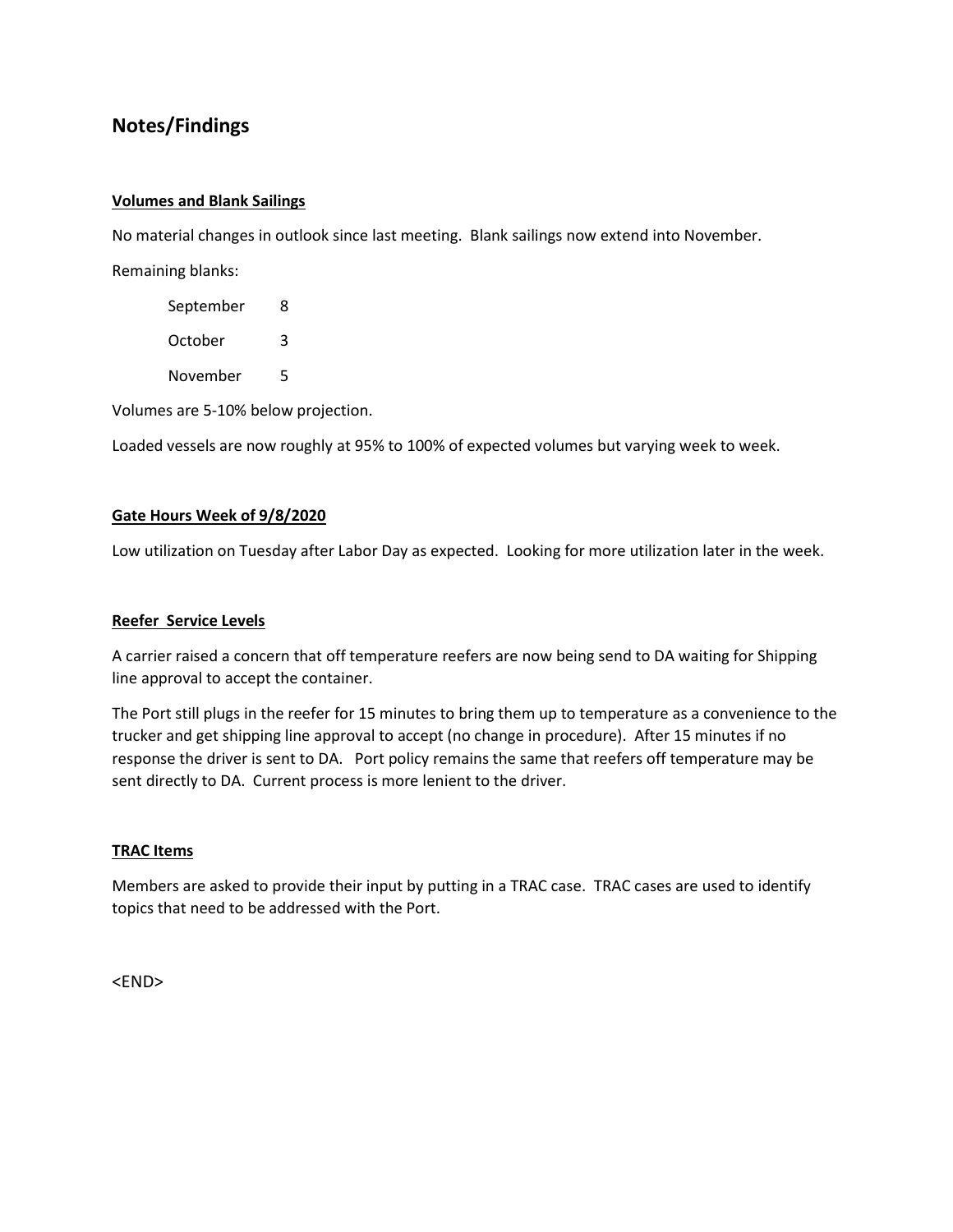## Notes/Findings

**Volumes and Blank Sailings**

No material changes in outlook since last meeting. Blank sailings now extend into November.

Remaining blanks:

| | |
|---|---|
| September | 8 |
| October | 3 |
| November | 5 |

Volumes are 5-10% below projection.

Loaded vessels are now roughly at 95% to 100% of expected volumes but varying week to week.

**Gate Hours Week of 9/8/2020**

Low utilization on Tuesday after Labor Day as expected. Looking for more utilization later in the week.

**Reefer Service Levels**

A carrier raised a concern that off temperature reefers are now being send to DA waiting for Shipping line approval to accept the container.

The Port still plugs in the reefer for 15 minutes to bring them up to temperature as a convenience to the trucker and get shipping line approval to accept (no change in procedure). After 15 minutes if no response the driver is sent to DA. Port policy remains the same that reefers off temperature may be sent directly to DA. Current process is more lenient to the driver.

**TRAC Items**

Members are asked to provide their input by putting in a TRAC case. TRAC cases are used to identify topics that need to be addressed with the Port.

<END>